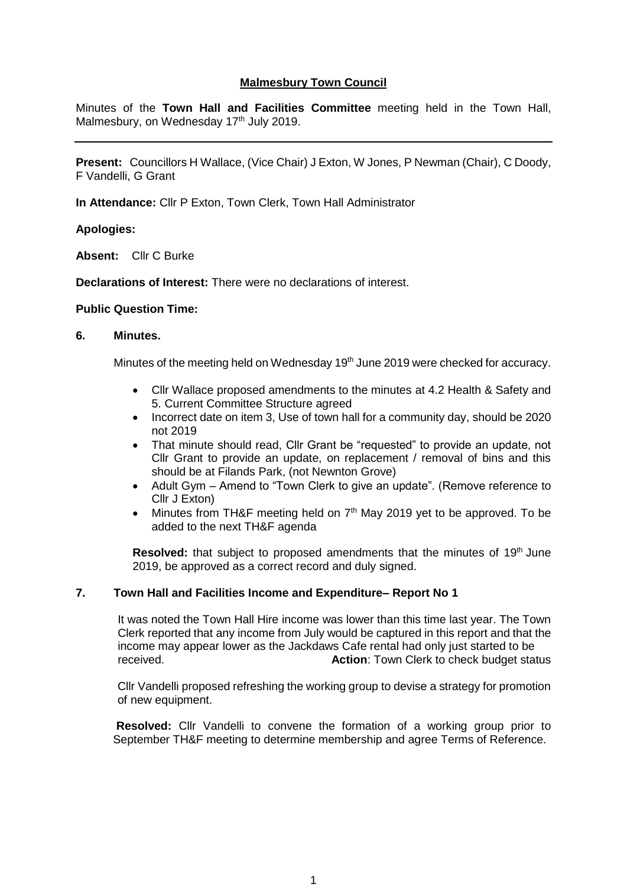**Malmesbury Town Council**

Minutes of the **Town Hall and Facilities Committee** meeting held in the Town Hall, Malmesbury, on Wednesday 17th July 2019.

---

**Present:** Councillors H Wallace, (Vice Chair) J Exton, W Jones, P Newman (Chair), C Doody, F Vandelli, G Grant

**In Attendance:** Cllr P Exton, Town Clerk, Town Hall Administrator

**Apologies:**

**Absent:** Cllr C Burke

**Declarations of Interest:** There were no declarations of interest.

**Public Question Time:**

**6. Minutes.**

Minutes of the meeting held on Wednesday 19th June 2019 were checked for accuracy.

- Cllr Wallace proposed amendments to the minutes at 4.2 Health & Safety and 5. Current Committee Structure agreed
- Incorrect date on item 3, Use of town hall for a community day, should be 2020 not 2019
- That minute should read, Cllr Grant be "requested" to provide an update, not Cllr Grant to provide an update, on replacement / removal of bins and this should be at Filands Park, (not Newnton Grove)
- Adult Gym – Amend to "Town Clerk to give an update". (Remove reference to Cllr J Exton)
- Minutes from TH&F meeting held on 7th May 2019 yet to be approved. To be added to the next TH&F agenda

**Resolved:** that subject to proposed amendments that the minutes of 19th June 2019, be approved as a correct record and duly signed.

**7. Town Hall and Facilities Income and Expenditure– Report No 1**

It was noted the Town Hall Hire income was lower than this time last year. The Town Clerk reported that any income from July would be captured in this report and that the income may appear lower as the Jackdaws Cafe rental had only just started to be received. **Action**: Town Clerk to check budget status

Cllr Vandelli proposed refreshing the working group to devise a strategy for promotion of new equipment.

**Resolved:** Cllr Vandelli to convene the formation of a working group prior to September TH&F meeting to determine membership and agree Terms of Reference.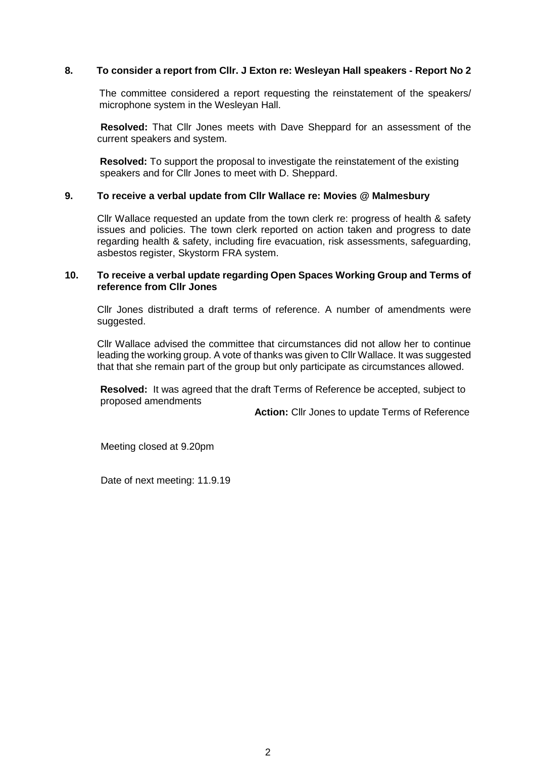**8. To consider a report from Cllr. J Exton re: Wesleyan Hall speakers - Report No 2**

The committee considered a report requesting the reinstatement of the speakers/ microphone system in the Wesleyan Hall.

**Resolved:** That Cllr Jones meets with Dave Sheppard for an assessment of the current speakers and system.

**Resolved:** To support the proposal to investigate the reinstatement of the existing speakers and for Cllr Jones to meet with D. Sheppard.

**9. To receive a verbal update from Cllr Wallace re: Movies @ Malmesbury**

Cllr Wallace requested an update from the town clerk re: progress of health & safety issues and policies. The town clerk reported on action taken and progress to date regarding health & safety, including fire evacuation, risk assessments, safeguarding, asbestos register, Skystorm FRA system.

**10. To receive a verbal update regarding Open Spaces Working Group and Terms of reference from Cllr Jones**

Cllr Jones distributed a draft terms of reference. A number of amendments were suggested.

Cllr Wallace advised the committee that circumstances did not allow her to continue leading the working group. A vote of thanks was given to Cllr Wallace. It was suggested that that she remain part of the group but only participate as circumstances allowed.

**Resolved:** It was agreed that the draft Terms of Reference be accepted, subject to proposed amendments

**Action:** Cllr Jones to update Terms of Reference

Meeting closed at 9.20pm

Date of next meeting: 11.9.19